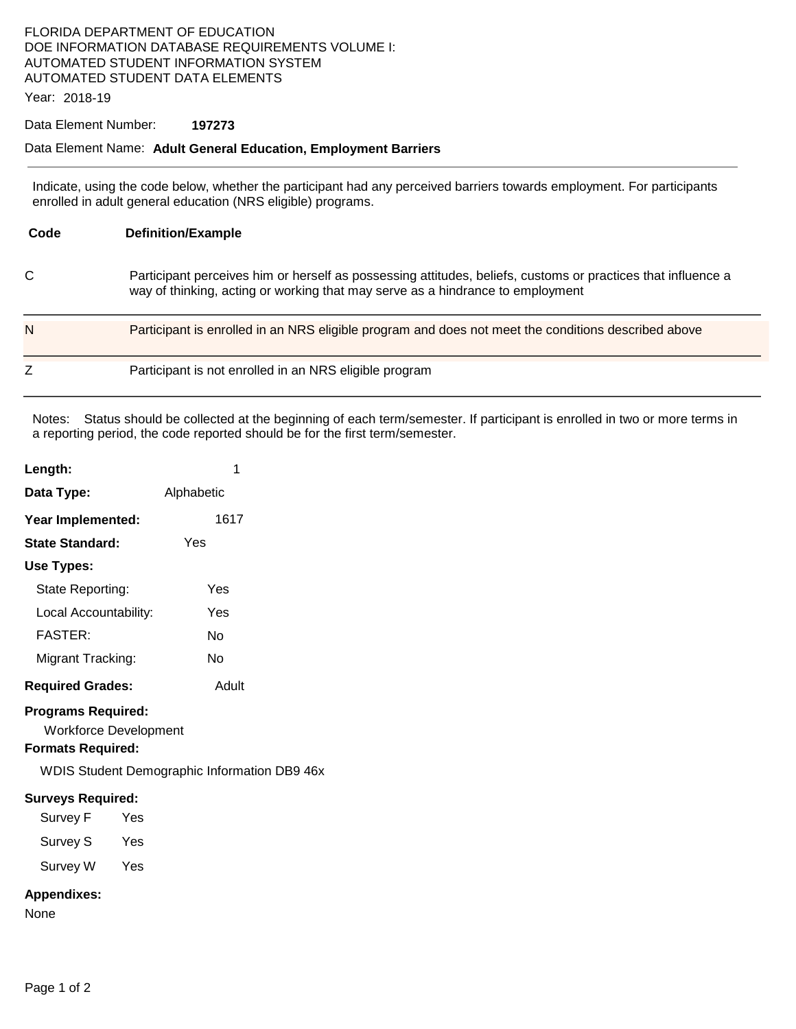FLORIDA DEPARTMENT OF EDUCATION
DOE INFORMATION DATABASE REQUIREMENTS VOLUME I:
AUTOMATED STUDENT INFORMATION SYSTEM
AUTOMATED STUDENT DATA ELEMENTS

Year: 2018-19

Data Element Number: **197273**

Data Element Name: **Adult General Education, Employment Barriers**

---

Indicate, using the code below, whether the participant had any perceived barriers towards employment. For participants enrolled in adult general education (NRS eligible) programs.

| Code | Definition/Example |
|---|---|
| C | Participant perceives him or herself as possessing attitudes, beliefs, customs or practices that influence a way of thinking, acting or working that may serve as a hindrance to employment |
| N | Participant is enrolled in an NRS eligible program and does not meet the conditions described above |
| Z | Participant is not enrolled in an NRS eligible program |

Notes: Status should be collected at the beginning of each term/semester. If participant is enrolled in two or more terms in a reporting period, the code reported should be for the first term/semester.

**Length:** 1

**Data Type:** Alphabetic

**Year Implemented:** 1617

**State Standard:** Yes

**Use Types:**

- State Reporting: Yes
- Local Accountability: Yes
- FASTER: No
- Migrant Tracking: No

**Required Grades:** Adult

**Programs Required:**

Workforce Development

**Formats Required:**

WDIS Student Demographic Information DB9 46x

**Surveys Required:**

- Survey F Yes
- Survey S Yes
- Survey W Yes

**Appendixes:**

None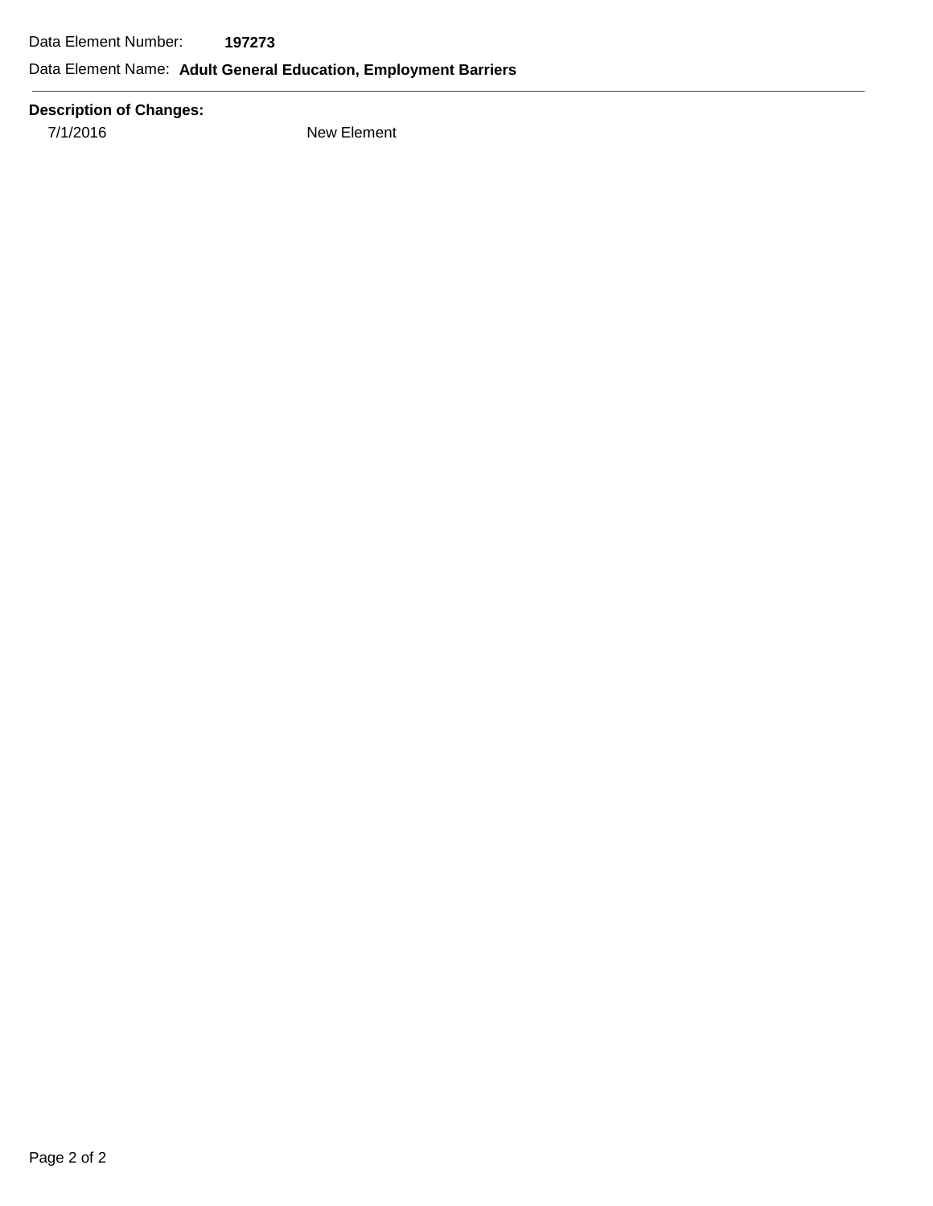Data Element Number: **197273**

Data Element Name: **Adult General Education, Employment Barriers**

---

**Description of Changes:**

| | |
|---|---|
| 7/1/2016 | New Element |